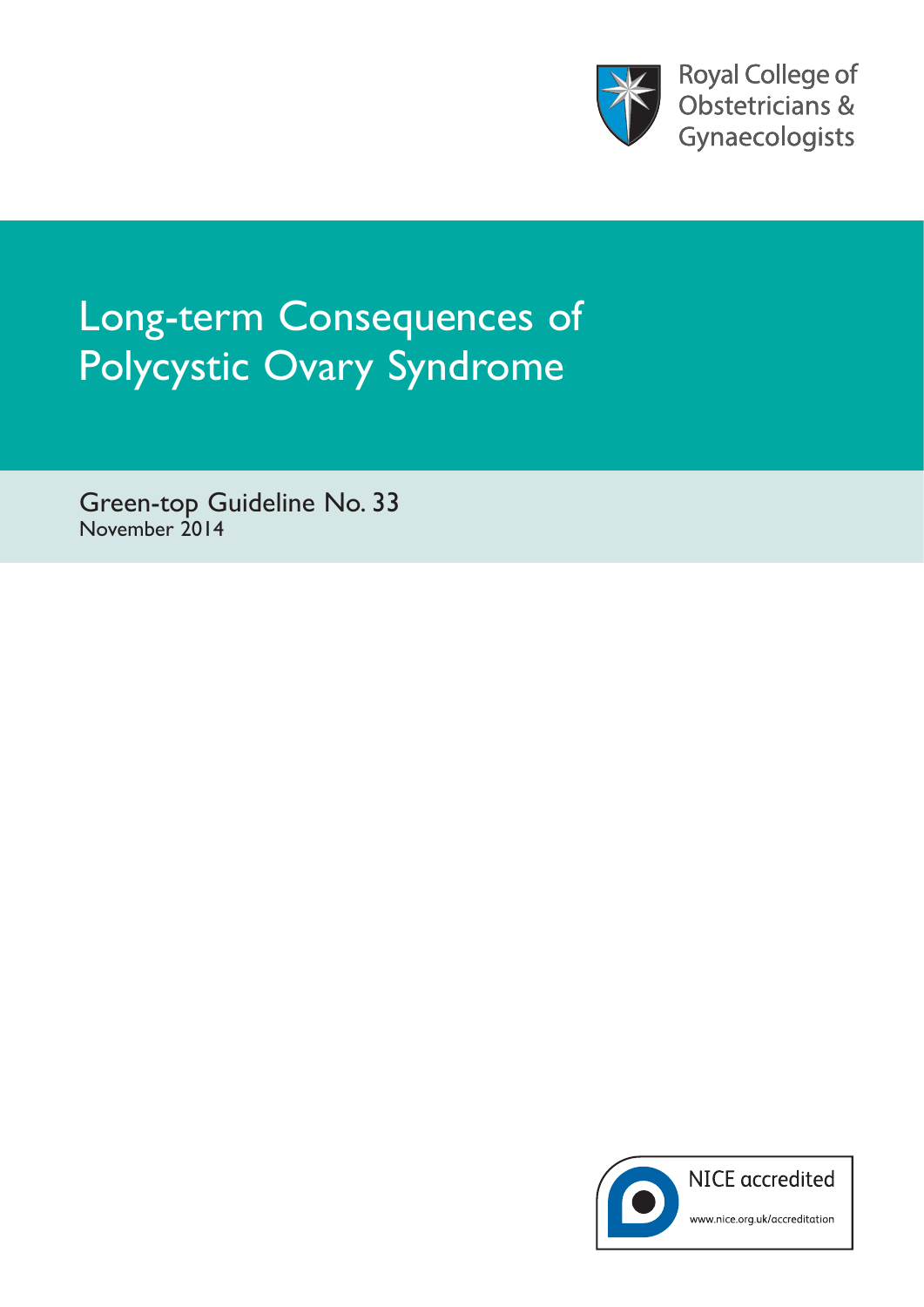Royal College of Obstetricians & Gynaecologists

# Long-term Consequences of Polycystic Ovary Syndrome

Green-top Guideline No. 33
November 2014

NICE accredited
www.nice.org.uk/accreditation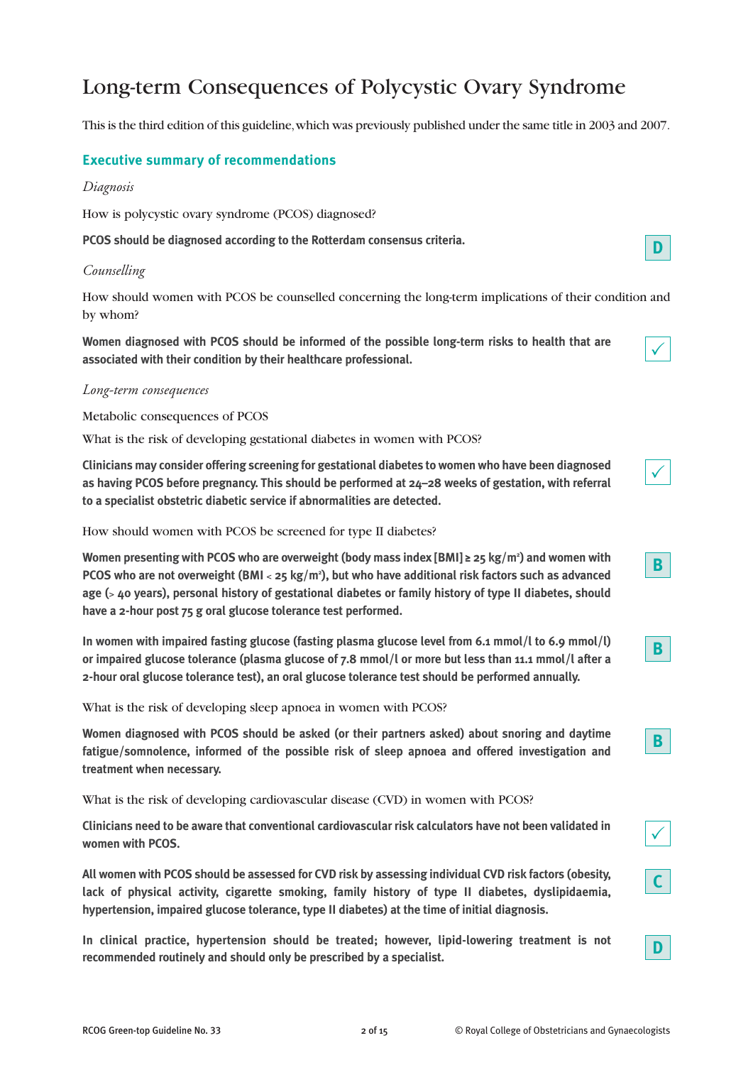# Long-term Consequences of Polycystic Ovary Syndrome

This is the third edition of this guideline, which was previously published under the same title in 2003 and 2007.

## Executive summary of recommendations

*Diagnosis*

How is polycystic ovary syndrome (PCOS) diagnosed?

**PCOS should be diagnosed according to the Rotterdam consensus criteria.** **D**

*Counselling*

How should women with PCOS be counselled concerning the long-term implications of their condition and by whom?

**Women diagnosed with PCOS should be informed of the possible long-term risks to health that are associated with their condition by their healthcare professional.** ✓

*Long-term consequences*

Metabolic consequences of PCOS

What is the risk of developing gestational diabetes in women with PCOS?

**Clinicians may consider offering screening for gestational diabetes to women who have been diagnosed as having PCOS before pregnancy. This should be performed at 24–28 weeks of gestation, with referral to a specialist obstetric diabetic service if abnormalities are detected.** ✓

How should women with PCOS be screened for type II diabetes?

**Women presenting with PCOS who are overweight (body mass index [BMI] ≥ 25 kg/m²) and women with PCOS who are not overweight (BMI < 25 kg/m²), but who have additional risk factors such as advanced age (> 40 years), personal history of gestational diabetes or family history of type II diabetes, should have a 2-hour post 75 g oral glucose tolerance test performed.** **B**

**In women with impaired fasting glucose (fasting plasma glucose level from 6.1 mmol/l to 6.9 mmol/l) or impaired glucose tolerance (plasma glucose of 7.8 mmol/l or more but less than 11.1 mmol/l after a 2-hour oral glucose tolerance test), an oral glucose tolerance test should be performed annually.** **B**

What is the risk of developing sleep apnoea in women with PCOS?

**Women diagnosed with PCOS should be asked (or their partners asked) about snoring and daytime fatigue/somnolence, informed of the possible risk of sleep apnoea and offered investigation and treatment when necessary.** **B**

What is the risk of developing cardiovascular disease (CVD) in women with PCOS?

**Clinicians need to be aware that conventional cardiovascular risk calculators have not been validated in women with PCOS.** ✓

**All women with PCOS should be assessed for CVD risk by assessing individual CVD risk factors (obesity, lack of physical activity, cigarette smoking, family history of type II diabetes, dyslipidaemia, hypertension, impaired glucose tolerance, type II diabetes) at the time of initial diagnosis.** **C**

**In clinical practice, hypertension should be treated; however, lipid-lowering treatment is not recommended routinely and should only be prescribed by a specialist.** **D**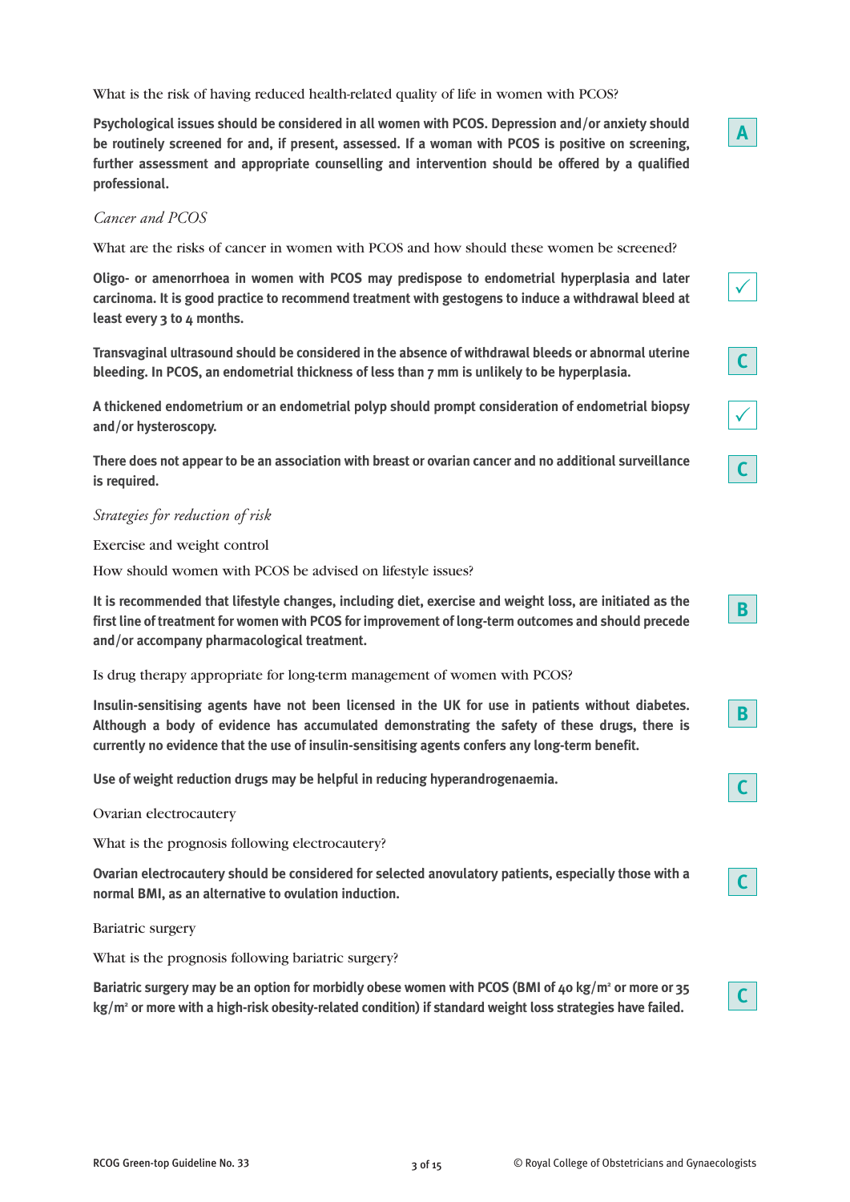What is the risk of having reduced health-related quality of life in women with PCOS?

**Psychological issues should be considered in all women with PCOS. Depression and/or anxiety should be routinely screened for and, if present, assessed. If a woman with PCOS is positive on screening, further assessment and appropriate counselling and intervention should be offered by a qualified professional.** A

*Cancer and PCOS*

What are the risks of cancer in women with PCOS and how should these women be screened?

**Oligo- or amenorrhoea in women with PCOS may predispose to endometrial hyperplasia and later carcinoma. It is good practice to recommend treatment with gestogens to induce a withdrawal bleed at least every 3 to 4 months.** ✓

**Transvaginal ultrasound should be considered in the absence of withdrawal bleeds or abnormal uterine bleeding. In PCOS, an endometrial thickness of less than 7 mm is unlikely to be hyperplasia.** C

**A thickened endometrium or an endometrial polyp should prompt consideration of endometrial biopsy and/or hysteroscopy.** ✓

**There does not appear to be an association with breast or ovarian cancer and no additional surveillance is required.** C

*Strategies for reduction of risk*

Exercise and weight control

How should women with PCOS be advised on lifestyle issues?

**It is recommended that lifestyle changes, including diet, exercise and weight loss, are initiated as the first line of treatment for women with PCOS for improvement of long-term outcomes and should precede and/or accompany pharmacological treatment.** B

Is drug therapy appropriate for long-term management of women with PCOS?

**Insulin-sensitising agents have not been licensed in the UK for use in patients without diabetes. Although a body of evidence has accumulated demonstrating the safety of these drugs, there is currently no evidence that the use of insulin-sensitising agents confers any long-term benefit.** B

**Use of weight reduction drugs may be helpful in reducing hyperandrogenaemia.** C

Ovarian electrocautery

What is the prognosis following electrocautery?

**Ovarian electrocautery should be considered for selected anovulatory patients, especially those with a normal BMI, as an alternative to ovulation induction.** C

Bariatric surgery

What is the prognosis following bariatric surgery?

**Bariatric surgery may be an option for morbidly obese women with PCOS (BMI of 40 kg/m$^2$ or more or 35 kg/m$^2$ or more with a high-risk obesity-related condition) if standard weight loss strategies have failed.** C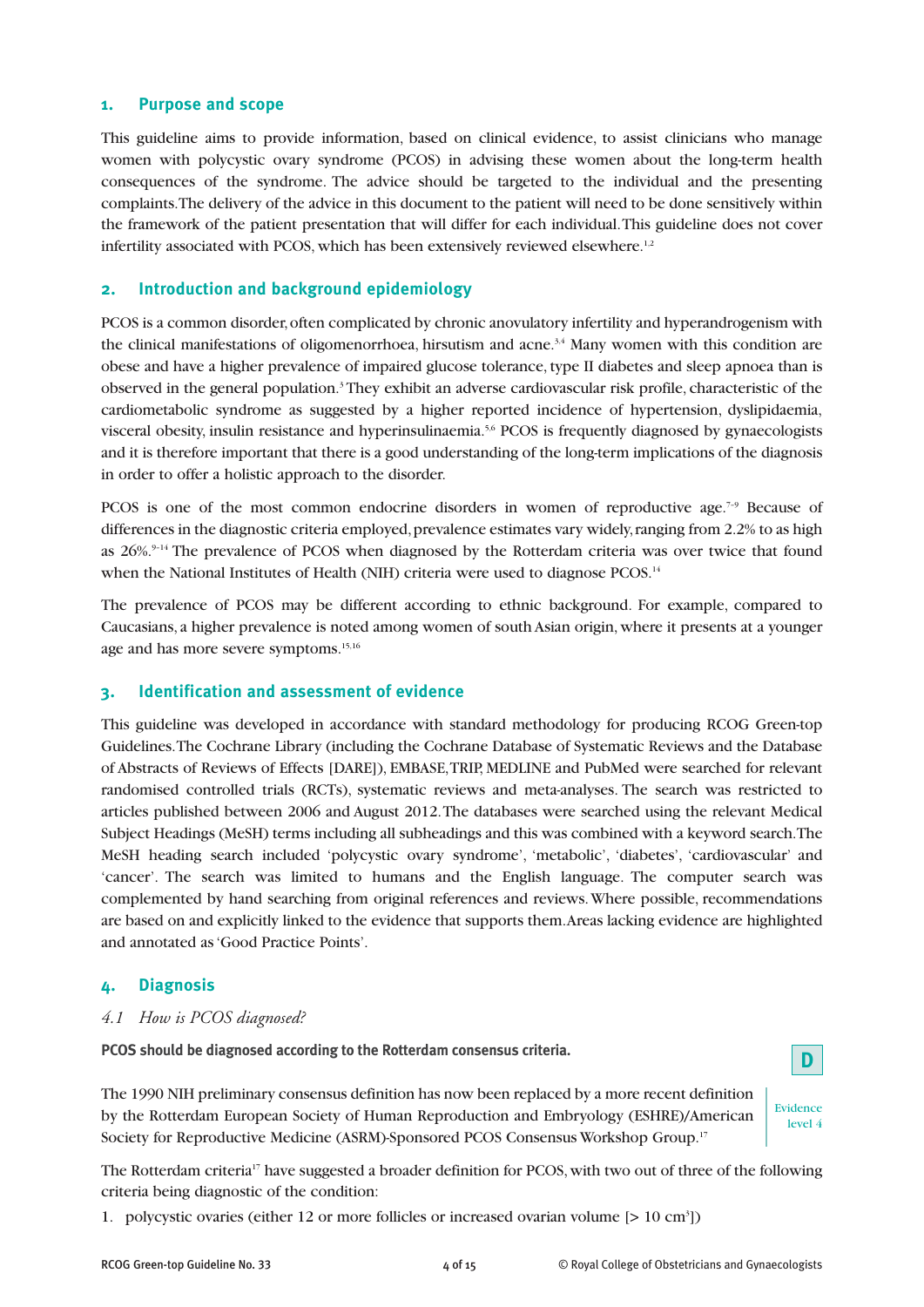## 1. Purpose and scope

This guideline aims to provide information, based on clinical evidence, to assist clinicians who manage women with polycystic ovary syndrome (PCOS) in advising these women about the long-term health consequences of the syndrome. The advice should be targeted to the individual and the presenting complaints. The delivery of the advice in this document to the patient will need to be done sensitively within the framework of the patient presentation that will differ for each individual. This guideline does not cover infertility associated with PCOS, which has been extensively reviewed elsewhere.[1,2]

## 2. Introduction and background epidemiology

PCOS is a common disorder, often complicated by chronic anovulatory infertility and hyperandrogenism with the clinical manifestations of oligomenorrhoea, hirsutism and acne.[3,4] Many women with this condition are obese and have a higher prevalence of impaired glucose tolerance, type II diabetes and sleep apnoea than is observed in the general population.[3] They exhibit an adverse cardiovascular risk profile, characteristic of the cardiometabolic syndrome as suggested by a higher reported incidence of hypertension, dyslipidaemia, visceral obesity, insulin resistance and hyperinsulinaemia.[5,6] PCOS is frequently diagnosed by gynaecologists and it is therefore important that there is a good understanding of the long-term implications of the diagnosis in order to offer a holistic approach to the disorder.

PCOS is one of the most common endocrine disorders in women of reproductive age.[7–9] Because of differences in the diagnostic criteria employed, prevalence estimates vary widely, ranging from 2.2% to as high as 26%.[9–14] The prevalence of PCOS when diagnosed by the Rotterdam criteria was over twice that found when the National Institutes of Health (NIH) criteria were used to diagnose PCOS.[14]

The prevalence of PCOS may be different according to ethnic background. For example, compared to Caucasians, a higher prevalence is noted among women of south Asian origin, where it presents at a younger age and has more severe symptoms.[15,16]

## 3. Identification and assessment of evidence

This guideline was developed in accordance with standard methodology for producing RCOG Green-top Guidelines. The Cochrane Library (including the Cochrane Database of Systematic Reviews and the Database of Abstracts of Reviews of Effects [DARE]), EMBASE, TRIP, MEDLINE and PubMed were searched for relevant randomised controlled trials (RCTs), systematic reviews and meta-analyses. The search was restricted to articles published between 2006 and August 2012. The databases were searched using the relevant Medical Subject Headings (MeSH) terms including all subheadings and this was combined with a keyword search. The MeSH heading search included 'polycystic ovary syndrome', 'metabolic', 'diabetes', 'cardiovascular' and 'cancer'. The search was limited to humans and the English language. The computer search was complemented by hand searching from original references and reviews. Where possible, recommendations are based on and explicitly linked to the evidence that supports them. Areas lacking evidence are highlighted and annotated as 'Good Practice Points'.

## 4. Diagnosis

### *4.1 How is PCOS diagnosed?*

**PCOS should be diagnosed according to the Rotterdam consensus criteria.**

**D**

The 1990 NIH preliminary consensus definition has now been replaced by a more recent definition by the Rotterdam European Society of Human Reproduction and Embryology (ESHRE)/American Society for Reproductive Medicine (ASRM)-Sponsored PCOS Consensus Workshop Group.[17]

Evidence level 4

The Rotterdam criteria[17] have suggested a broader definition for PCOS, with two out of three of the following criteria being diagnostic of the condition:

1. polycystic ovaries (either 12 or more follicles or increased ovarian volume [> 10 $cm^3$])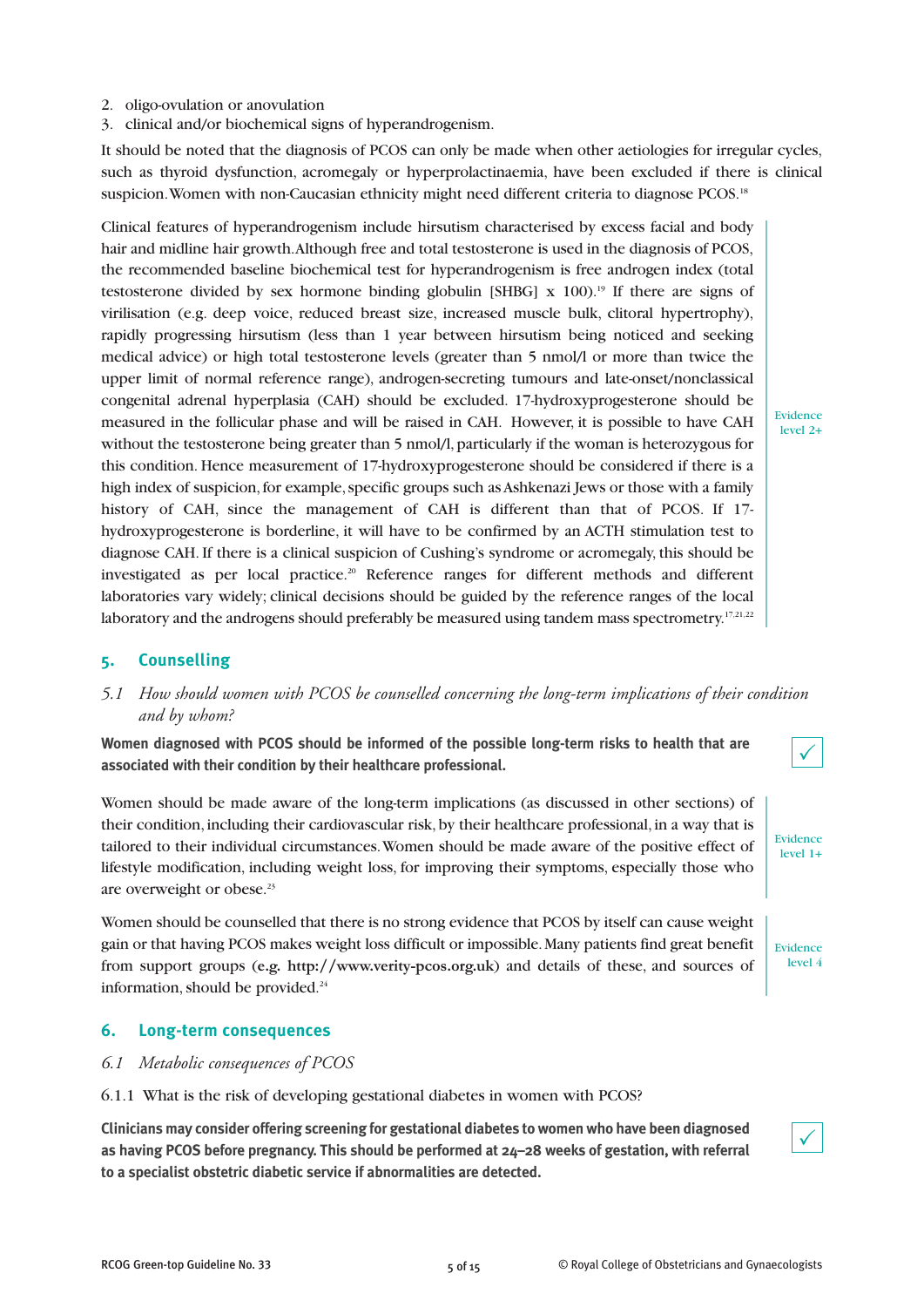2. oligo-ovulation or anovulation
3. clinical and/or biochemical signs of hyperandrogenism.

It should be noted that the diagnosis of PCOS can only be made when other aetiologies for irregular cycles, such as thyroid dysfunction, acromegaly or hyperprolactinaemia, have been excluded if there is clinical suspicion. Women with non-Caucasian ethnicity might need different criteria to diagnose PCOS.[18]

Clinical features of hyperandrogenism include hirsutism characterised by excess facial and body hair and midline hair growth. Although free and total testosterone is used in the diagnosis of PCOS, the recommended baseline biochemical test for hyperandrogenism is free androgen index (total testosterone divided by sex hormone binding globulin [SHBG] x 100).[19] If there are signs of virilisation (e.g. deep voice, reduced breast size, increased muscle bulk, clitoral hypertrophy), rapidly progressing hirsutism (less than 1 year between hirsutism being noticed and seeking medical advice) or high total testosterone levels (greater than 5 nmol/l or more than twice the upper limit of normal reference range), androgen-secreting tumours and late-onset/nonclassical congenital adrenal hyperplasia (CAH) should be excluded. 17-hydroxyprogesterone should be measured in the follicular phase and will be raised in CAH. However, it is possible to have CAH without the testosterone being greater than 5 nmol/l, particularly if the woman is heterozygous for this condition. Hence measurement of 17-hydroxyprogesterone should be considered if there is a high index of suspicion, for example, specific groups such as Ashkenazi Jews or those with a family history of CAH, since the management of CAH is different than that of PCOS. If 17-hydroxyprogesterone is borderline, it will have to be confirmed by an ACTH stimulation test to diagnose CAH. If there is a clinical suspicion of Cushing's syndrome or acromegaly, this should be investigated as per local practice.[20] Reference ranges for different methods and different laboratories vary widely; clinical decisions should be guided by the reference ranges of the local laboratory and the androgens should preferably be measured using tandem mass spectrometry.[17,21,22]

Evidence level 2+

## 5. Counselling

### *5.1 How should women with PCOS be counselled concerning the long-term implications of their condition and by whom?*

**Women diagnosed with PCOS should be informed of the possible long-term risks to health that are associated with their condition by their healthcare professional.** ✓

Women should be made aware of the long-term implications (as discussed in other sections) of their condition, including their cardiovascular risk, by their healthcare professional, in a way that is tailored to their individual circumstances. Women should be made aware of the positive effect of lifestyle modification, including weight loss, for improving their symptoms, especially those who are overweight or obese.[23]

Evidence level 1+

Women should be counselled that there is no strong evidence that PCOS by itself can cause weight gain or that having PCOS makes weight loss difficult or impossible. Many patients find great benefit from support groups (e.g. http://www.verity-pcos.org.uk) and details of these, and sources of information, should be provided.[24]

Evidence level 4

## 6. Long-term consequences

### *6.1 Metabolic consequences of PCOS*

6.1.1 What is the risk of developing gestational diabetes in women with PCOS?

**Clinicians may consider offering screening for gestational diabetes to women who have been diagnosed as having PCOS before pregnancy. This should be performed at 24–28 weeks of gestation, with referral to a specialist obstetric diabetic service if abnormalities are detected.** ✓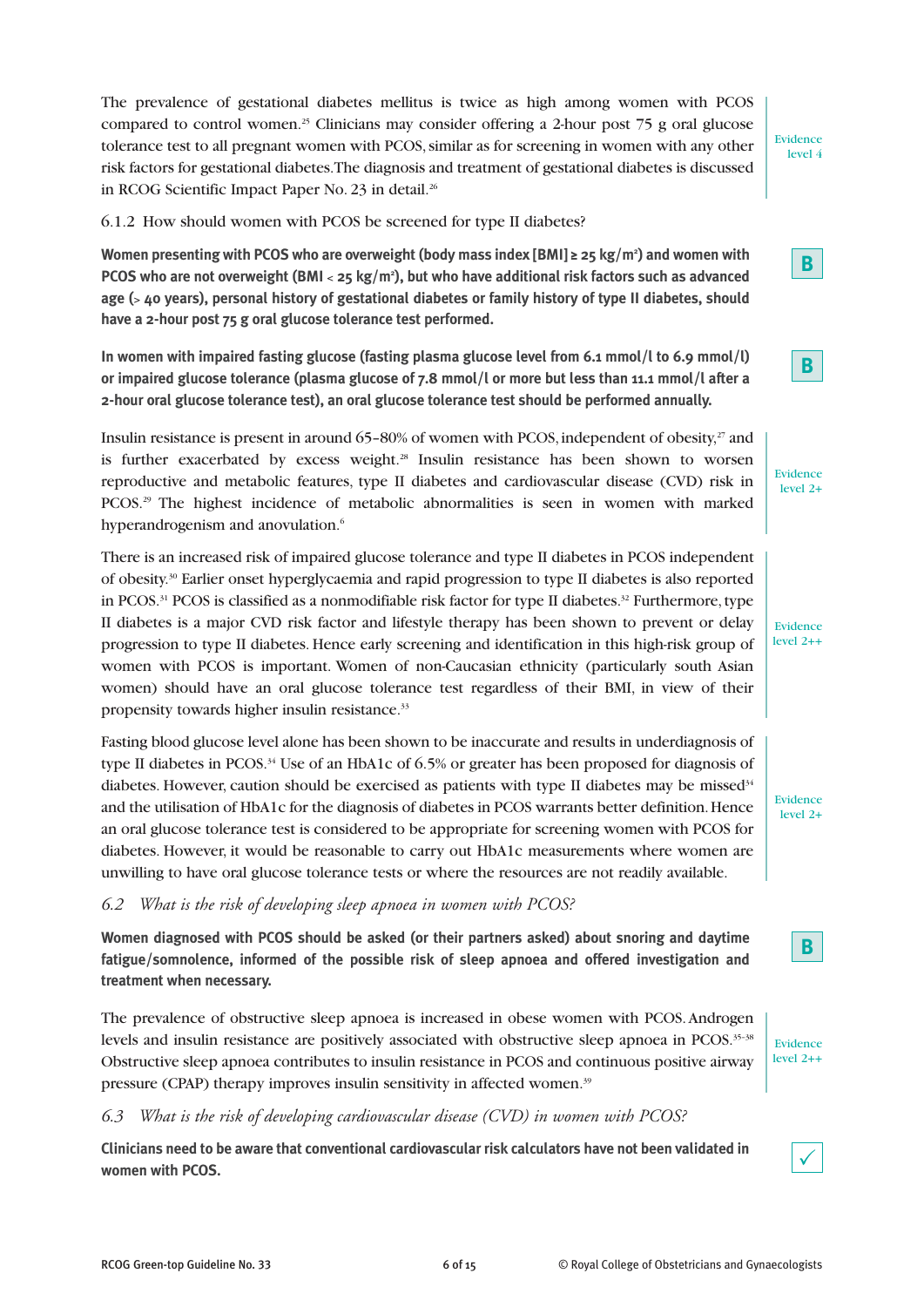The prevalence of gestational diabetes mellitus is twice as high among women with PCOS compared to control women.[25] Clinicians may consider offering a 2-hour post 75 g oral glucose tolerance test to all pregnant women with PCOS, similar as for screening in women with any other risk factors for gestational diabetes. The diagnosis and treatment of gestational diabetes is discussed in RCOG Scientific Impact Paper No. 23 in detail.[26]

Evidence level 4

6.1.2 How should women with PCOS be screened for type II diabetes?

**Women presenting with PCOS who are overweight (body mass index [BMI] ≥ 25 kg/m²) and women with PCOS who are not overweight (BMI < 25 kg/m²), but who have additional risk factors such as advanced age (> 40 years), personal history of gestational diabetes or family history of type II diabetes, should have a 2-hour post 75 g oral glucose tolerance test performed.**

B

**In women with impaired fasting glucose (fasting plasma glucose level from 6.1 mmol/l to 6.9 mmol/l) or impaired glucose tolerance (plasma glucose of 7.8 mmol/l or more but less than 11.1 mmol/l after a 2-hour oral glucose tolerance test), an oral glucose tolerance test should be performed annually.**

B

Insulin resistance is present in around 65–80% of women with PCOS, independent of obesity,[27] and is further exacerbated by excess weight.[28] Insulin resistance has been shown to worsen reproductive and metabolic features, type II diabetes and cardiovascular disease (CVD) risk in PCOS.[29] The highest incidence of metabolic abnormalities is seen in women with marked hyperandrogenism and anovulation.[6]

Evidence level 2+

There is an increased risk of impaired glucose tolerance and type II diabetes in PCOS independent of obesity.[30] Earlier onset hyperglycaemia and rapid progression to type II diabetes is also reported in PCOS.[31] PCOS is classified as a nonmodifiable risk factor for type II diabetes.[32] Furthermore, type II diabetes is a major CVD risk factor and lifestyle therapy has been shown to prevent or delay progression to type II diabetes. Hence early screening and identification in this high-risk group of women with PCOS is important. Women of non-Caucasian ethnicity (particularly south Asian women) should have an oral glucose tolerance test regardless of their BMI, in view of their propensity towards higher insulin resistance.[33]

Evidence level 2++

Fasting blood glucose level alone has been shown to be inaccurate and results in underdiagnosis of type II diabetes in PCOS.[34] Use of an HbA1c of 6.5% or greater has been proposed for diagnosis of diabetes. However, caution should be exercised as patients with type II diabetes may be missed[34] and the utilisation of HbA1c for the diagnosis of diabetes in PCOS warrants better definition. Hence an oral glucose tolerance test is considered to be appropriate for screening women with PCOS for diabetes. However, it would be reasonable to carry out HbA1c measurements where women are unwilling to have oral glucose tolerance tests or where the resources are not readily available.

Evidence level 2+

### *6.2 What is the risk of developing sleep apnoea in women with PCOS?*

**Women diagnosed with PCOS should be asked (or their partners asked) about snoring and daytime fatigue/somnolence, informed of the possible risk of sleep apnoea and offered investigation and treatment when necessary.**

B

The prevalence of obstructive sleep apnoea is increased in obese women with PCOS. Androgen levels and insulin resistance are positively associated with obstructive sleep apnoea in PCOS.[35–38] Obstructive sleep apnoea contributes to insulin resistance in PCOS and continuous positive airway pressure (CPAP) therapy improves insulin sensitivity in affected women.[39]

Evidence level 2++

### *6.3 What is the risk of developing cardiovascular disease (CVD) in women with PCOS?*

**Clinicians need to be aware that conventional cardiovascular risk calculators have not been validated in women with PCOS.**

✓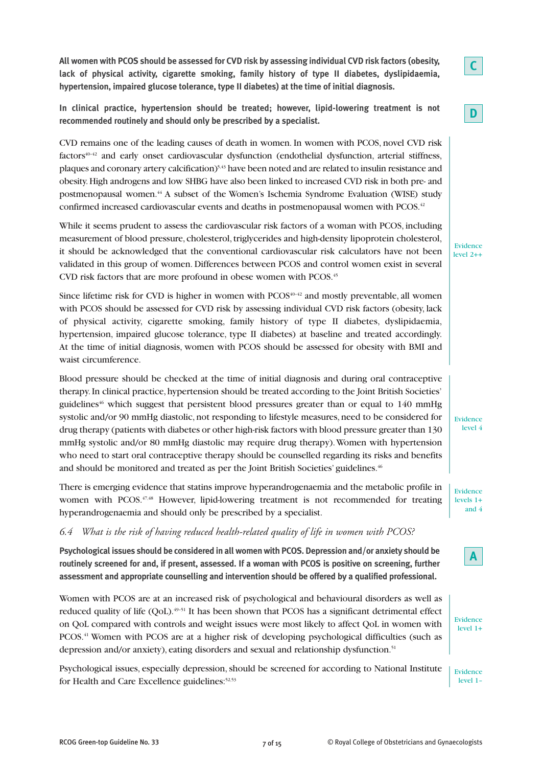**All women with PCOS should be assessed for CVD risk by assessing individual CVD risk factors (obesity, lack of physical activity, cigarette smoking, family history of type II diabetes, dyslipidaemia, hypertension, impaired glucose tolerance, type II diabetes) at the time of initial diagnosis.**

C

**In clinical practice, hypertension should be treated; however, lipid-lowering treatment is not recommended routinely and should only be prescribed by a specialist.**

D

CVD remains one of the leading causes of death in women. In women with PCOS, novel CVD risk factors[40–42] and early onset cardiovascular dysfunction (endothelial dysfunction, arterial stiffness, plaques and coronary artery calcification)[5,43] have been noted and are related to insulin resistance and obesity. High androgens and low SHBG have also been linked to increased CVD risk in both pre- and postmenopausal women.[44] A subset of the Women's Ischemia Syndrome Evaluation (WISE) study confirmed increased cardiovascular events and deaths in postmenopausal women with PCOS.[42]

While it seems prudent to assess the cardiovascular risk factors of a woman with PCOS, including measurement of blood pressure, cholesterol, triglycerides and high-density lipoprotein cholesterol, it should be acknowledged that the conventional cardiovascular risk calculators have not been validated in this group of women. Differences between PCOS and control women exist in several CVD risk factors that are more profound in obese women with PCOS.[45]

Evidence level 2++

Since lifetime risk for CVD is higher in women with PCOS[40–42] and mostly preventable, all women with PCOS should be assessed for CVD risk by assessing individual CVD risk factors (obesity, lack of physical activity, cigarette smoking, family history of type II diabetes, dyslipidaemia, hypertension, impaired glucose tolerance, type II diabetes) at baseline and treated accordingly. At the time of initial diagnosis, women with PCOS should be assessed for obesity with BMI and waist circumference.

Blood pressure should be checked at the time of initial diagnosis and during oral contraceptive therapy. In clinical practice, hypertension should be treated according to the Joint British Societies' guidelines[46] which suggest that persistent blood pressures greater than or equal to 140 mmHg systolic and/or 90 mmHg diastolic, not responding to lifestyle measures, need to be considered for drug therapy (patients with diabetes or other high-risk factors with blood pressure greater than 130 mmHg systolic and/or 80 mmHg diastolic may require drug therapy). Women with hypertension who need to start oral contraceptive therapy should be counselled regarding its risks and benefits and should be monitored and treated as per the Joint British Societies' guidelines.[46]

Evidence level 4

There is emerging evidence that statins improve hyperandrogenaemia and the metabolic profile in women with PCOS.[47,48] However, lipid-lowering treatment is not recommended for treating hyperandrogenaemia and should only be prescribed by a specialist.

Evidence levels 1+ and 4

### *6.4 What is the risk of having reduced health-related quality of life in women with PCOS?*

**Psychological issues should be considered in all women with PCOS. Depression and/or anxiety should be routinely screened for and, if present, assessed. If a woman with PCOS is positive on screening, further assessment and appropriate counselling and intervention should be offered by a qualified professional.**

A

Women with PCOS are at an increased risk of psychological and behavioural disorders as well as reduced quality of life (QoL).[49–51] It has been shown that PCOS has a significant detrimental effect on QoL compared with controls and weight issues were most likely to affect QoL in women with PCOS.[41] Women with PCOS are at a higher risk of developing psychological difficulties (such as depression and/or anxiety), eating disorders and sexual and relationship dysfunction.[51]

Evidence level 1+

Psychological issues, especially depression, should be screened for according to National Institute for Health and Care Excellence guidelines:[52,53]

Evidence level 1–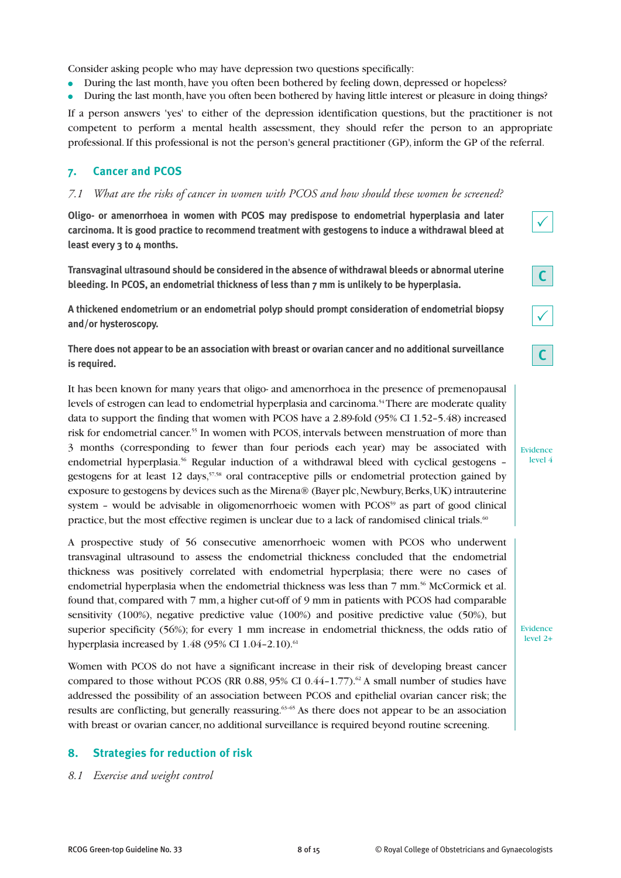Consider asking people who may have depression two questions specifically:

- During the last month, have you often been bothered by feeling down, depressed or hopeless?
- During the last month, have you often been bothered by having little interest or pleasure in doing things?

If a person answers 'yes' to either of the depression identification questions, but the practitioner is not competent to perform a mental health assessment, they should refer the person to an appropriate professional. If this professional is not the person's general practitioner (GP), inform the GP of the referral.

## 7. Cancer and PCOS

### *7.1 What are the risks of cancer in women with PCOS and how should these women be screened?*

**Oligo- or amenorrhoea in women with PCOS may predispose to endometrial hyperplasia and later carcinoma. It is good practice to recommend treatment with gestogens to induce a withdrawal bleed at least every 3 to 4 months.** ✓

**Transvaginal ultrasound should be considered in the absence of withdrawal bleeds or abnormal uterine bleeding. In PCOS, an endometrial thickness of less than 7 mm is unlikely to be hyperplasia.** C

**A thickened endometrium or an endometrial polyp should prompt consideration of endometrial biopsy and/or hysteroscopy.** ✓

**There does not appear to be an association with breast or ovarian cancer and no additional surveillance is required.** C

It has been known for many years that oligo- and amenorrhoea in the presence of premenopausal levels of estrogen can lead to endometrial hyperplasia and carcinoma.[54] There are moderate quality data to support the finding that women with PCOS have a 2.89-fold (95% CI 1.52–5.48) increased risk for endometrial cancer.[55] In women with PCOS, intervals between menstruation of more than 3 months (corresponding to fewer than four periods each year) may be associated with endometrial hyperplasia.[56] Regular induction of a withdrawal bleed with cyclical gestogens – gestogens for at least 12 days,[57,58] oral contraceptive pills or endometrial protection gained by exposure to gestogens by devices such as the Mirena® (Bayer plc, Newbury, Berks, UK) intrauterine system – would be advisable in oligomenorrhoeic women with PCOS[59] as part of good clinical practice, but the most effective regimen is unclear due to a lack of randomised clinical trials.[60]

Evidence level 4

A prospective study of 56 consecutive amenorrhoeic women with PCOS who underwent transvaginal ultrasound to assess the endometrial thickness concluded that the endometrial thickness was positively correlated with endometrial hyperplasia; there were no cases of endometrial hyperplasia when the endometrial thickness was less than 7 mm.[56] McCormick et al. found that, compared with 7 mm, a higher cut-off of 9 mm in patients with PCOS had comparable sensitivity (100%), negative predictive value (100%) and positive predictive value (50%), but superior specificity (56%); for every 1 mm increase in endometrial thickness, the odds ratio of hyperplasia increased by 1.48 (95% CI 1.04–2.10).[61]

Women with PCOS do not have a significant increase in their risk of developing breast cancer compared to those without PCOS (RR 0.88, 95% CI 0.44–1.77).[62] A small number of studies have addressed the possibility of an association between PCOS and epithelial ovarian cancer risk; the results are conflicting, but generally reassuring.[63–65] As there does not appear to be an association with breast or ovarian cancer, no additional surveillance is required beyond routine screening.

Evidence level 2+

## 8. Strategies for reduction of risk

### *8.1 Exercise and weight control*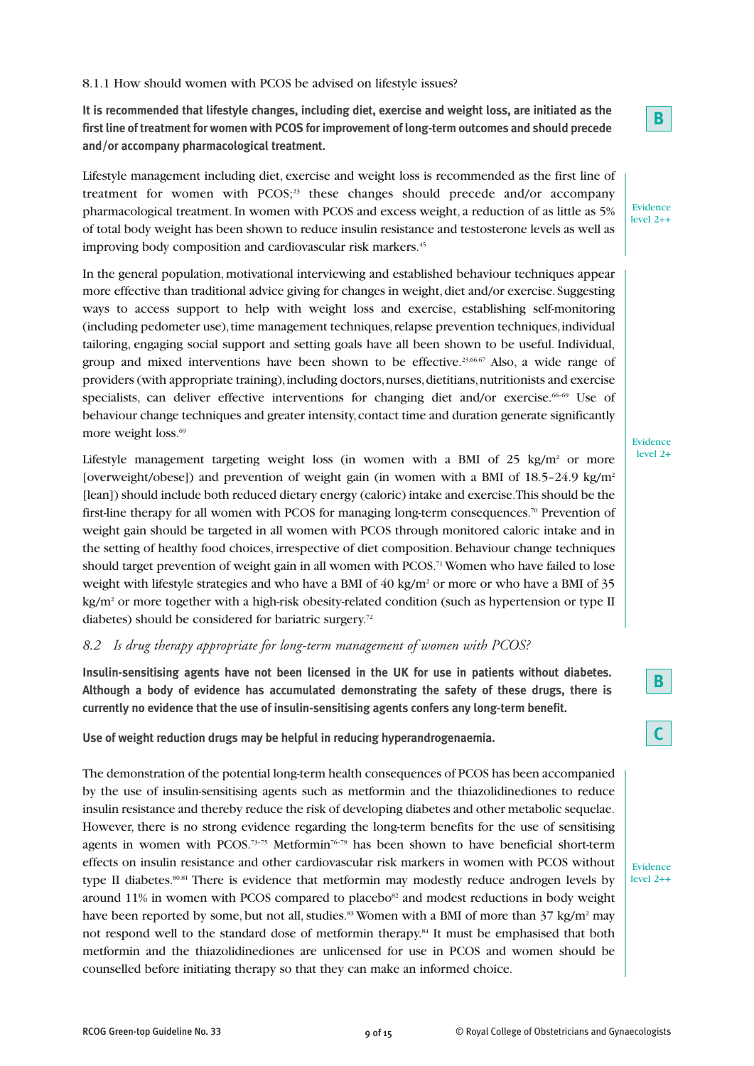8.1.1 How should women with PCOS be advised on lifestyle issues?

**It is recommended that lifestyle changes, including diet, exercise and weight loss, are initiated as the first line of treatment for women with PCOS for improvement of long-term outcomes and should precede and/or accompany pharmacological treatment.**

**B**

Lifestyle management including diet, exercise and weight loss is recommended as the first line of treatment for women with PCOS;[23] these changes should precede and/or accompany pharmacological treatment. In women with PCOS and excess weight, a reduction of as little as 5% of total body weight has been shown to reduce insulin resistance and testosterone levels as well as improving body composition and cardiovascular risk markers.[45]

Evidence level 2++

In the general population, motivational interviewing and established behaviour techniques appear more effective than traditional advice giving for changes in weight, diet and/or exercise. Suggesting ways to access support to help with weight loss and exercise, establishing self-monitoring (including pedometer use), time management techniques, relapse prevention techniques, individual tailoring, engaging social support and setting goals have all been shown to be useful. Individual, group and mixed interventions have been shown to be effective.[23,66,67] Also, a wide range of providers (with appropriate training), including doctors, nurses, dietitians, nutritionists and exercise specialists, can deliver effective interventions for changing diet and/or exercise.[66–69] Use of behaviour change techniques and greater intensity, contact time and duration generate significantly more weight loss.[69]

Lifestyle management targeting weight loss (in women with a BMI of 25 kg/m$^2$ or more [overweight/obese]) and prevention of weight gain (in women with a BMI of 18.5–24.9 kg/m$^2$ [lean]) should include both reduced dietary energy (caloric) intake and exercise. This should be the first-line therapy for all women with PCOS for managing long-term consequences.[70] Prevention of weight gain should be targeted in all women with PCOS through monitored caloric intake and in the setting of healthy food choices, irrespective of diet composition. Behaviour change techniques should target prevention of weight gain in all women with PCOS.[71] Women who have failed to lose weight with lifestyle strategies and who have a BMI of 40 kg/m$^2$ or more or who have a BMI of 35 kg/m$^2$ or more together with a high-risk obesity-related condition (such as hypertension or type II diabetes) should be considered for bariatric surgery.[72]

Evidence level 2+

## 8.2 *Is drug therapy appropriate for long-term management of women with PCOS?*

**Insulin-sensitising agents have not been licensed in the UK for use in patients without diabetes. Although a body of evidence has accumulated demonstrating the safety of these drugs, there is currently no evidence that the use of insulin-sensitising agents confers any long-term benefit.**

**B**

**Use of weight reduction drugs may be helpful in reducing hyperandrogenaemia.**

**C**

The demonstration of the potential long-term health consequences of PCOS has been accompanied by the use of insulin-sensitising agents such as metformin and the thiazolidinediones to reduce insulin resistance and thereby reduce the risk of developing diabetes and other metabolic sequelae. However, there is no strong evidence regarding the long-term benefits for the use of sensitising agents in women with PCOS.[73–75] Metformin[76–79] has been shown to have beneficial short-term effects on insulin resistance and other cardiovascular risk markers in women with PCOS without type II diabetes.[80,81] There is evidence that metformin may modestly reduce androgen levels by around 11% in women with PCOS compared to placebo[82] and modest reductions in body weight have been reported by some, but not all, studies.[83] Women with a BMI of more than 37 kg/m$^2$ may not respond well to the standard dose of metformin therapy.[84] It must be emphasised that both metformin and the thiazolidinediones are unlicensed for use in PCOS and women should be counselled before initiating therapy so that they can make an informed choice.

Evidence level 2++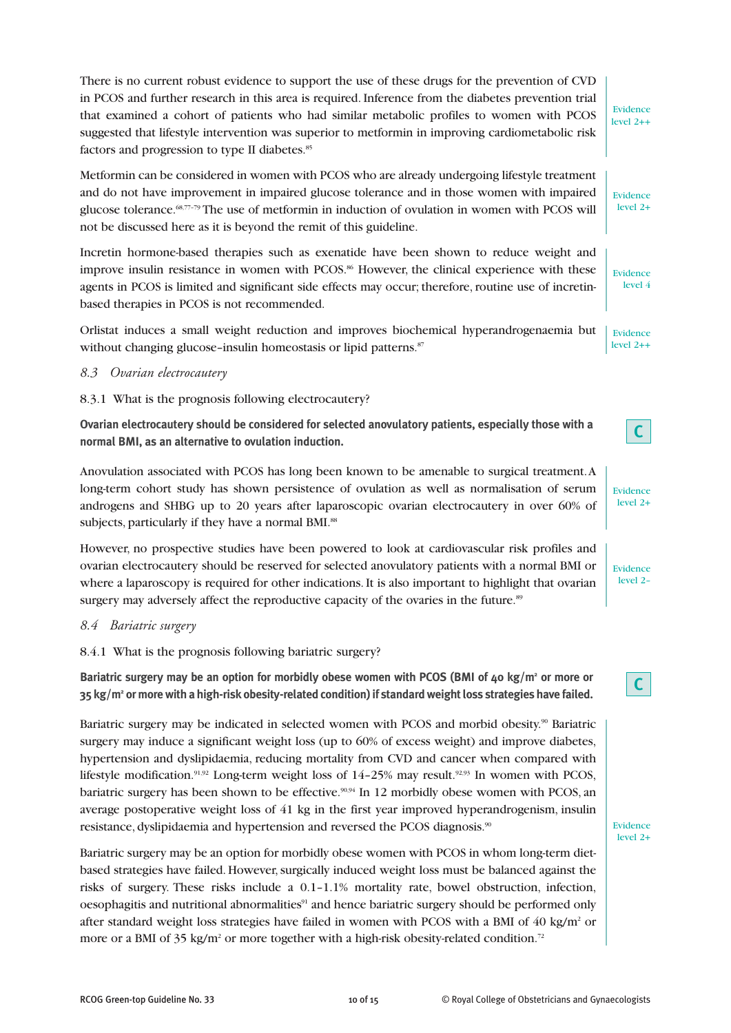There is no current robust evidence to support the use of these drugs for the prevention of CVD in PCOS and further research in this area is required. Inference from the diabetes prevention trial that examined a cohort of patients who had similar metabolic profiles to women with PCOS suggested that lifestyle intervention was superior to metformin in improving cardiometabolic risk factors and progression to type II diabetes.[85]

Evidence level 2++

Metformin can be considered in women with PCOS who are already undergoing lifestyle treatment and do not have improvement in impaired glucose tolerance and in those women with impaired glucose tolerance.[68,77–79] The use of metformin in induction of ovulation in women with PCOS will not be discussed here as it is beyond the remit of this guideline.

Evidence level 2+

Incretin hormone-based therapies such as exenatide have been shown to reduce weight and improve insulin resistance in women with PCOS.[86] However, the clinical experience with these agents in PCOS is limited and significant side effects may occur; therefore, routine use of incretin-based therapies in PCOS is not recommended.

Evidence level 4

Orlistat induces a small weight reduction and improves biochemical hyperandrogenaemia but without changing glucose–insulin homeostasis or lipid patterns.[87]

Evidence level 2++

### *8.3 Ovarian electrocautery*

8.3.1 What is the prognosis following electrocautery?

**Ovarian electrocautery should be considered for selected anovulatory patients, especially those with a normal BMI, as an alternative to ovulation induction.**

**C**

Anovulation associated with PCOS has long been known to be amenable to surgical treatment. A long-term cohort study has shown persistence of ovulation as well as normalisation of serum androgens and SHBG up to 20 years after laparoscopic ovarian electrocautery in over 60% of subjects, particularly if they have a normal BMI.[88]

Evidence level 2+

However, no prospective studies have been powered to look at cardiovascular risk profiles and ovarian electrocautery should be reserved for selected anovulatory patients with a normal BMI or where a laparoscopy is required for other indications. It is also important to highlight that ovarian surgery may adversely affect the reproductive capacity of the ovaries in the future.[89]

Evidence level 2–

### *8.4 Bariatric surgery*

8.4.1 What is the prognosis following bariatric surgery?

**Bariatric surgery may be an option for morbidly obese women with PCOS (BMI of 40 kg/m² or more or 35 kg/m² or more with a high-risk obesity-related condition) if standard weight loss strategies have failed.**

**C**

Bariatric surgery may be indicated in selected women with PCOS and morbid obesity.[90] Bariatric surgery may induce a significant weight loss (up to 60% of excess weight) and improve diabetes, hypertension and dyslipidaemia, reducing mortality from CVD and cancer when compared with lifestyle modification.[91,92] Long-term weight loss of 14–25% may result.[92,93] In women with PCOS, bariatric surgery has been shown to be effective.[90,94] In 12 morbidly obese women with PCOS, an average postoperative weight loss of 41 kg in the first year improved hyperandrogenism, insulin resistance, dyslipidaemia and hypertension and reversed the PCOS diagnosis.[90]

Bariatric surgery may be an option for morbidly obese women with PCOS in whom long-term diet-based strategies have failed. However, surgically induced weight loss must be balanced against the risks of surgery. These risks include a 0.1–1.1% mortality rate, bowel obstruction, infection, oesophagitis and nutritional abnormalities[91] and hence bariatric surgery should be performed only after standard weight loss strategies have failed in women with PCOS with a BMI of 40 kg/m² or more or a BMI of 35 kg/m² or more together with a high-risk obesity-related condition.[72]

Evidence level 2+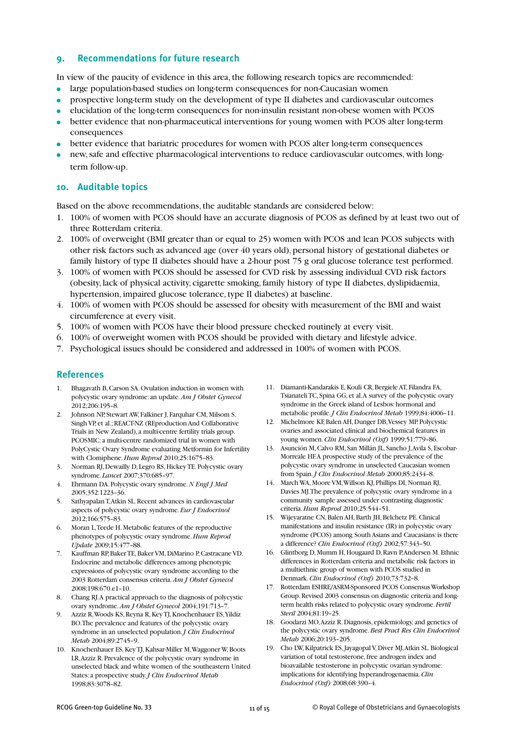## 9. Recommendations for future research

In view of the paucity of evidence in this area, the following research topics are recommended:

- large population-based studies on long-term consequences for non-Caucasian women
- prospective long-term study on the development of type II diabetes and cardiovascular outcomes
- elucidation of the long-term consequences for non-insulin resistant non-obese women with PCOS
- better evidence that non-pharmaceutical interventions for young women with PCOS alter long-term consequences
- better evidence that bariatric procedures for women with PCOS alter long-term consequences
- new, safe and effective pharmacological interventions to reduce cardiovascular outcomes, with long-term follow-up.

## 10. Auditable topics

Based on the above recommendations, the auditable standards are considered below:

1. 100% of women with PCOS should have an accurate diagnosis of PCOS as defined by at least two out of three Rotterdam criteria.
2. 100% of overweight (BMI greater than or equal to 25) women with PCOS and lean PCOS subjects with other risk factors such as advanced age (over 40 years old), personal history of gestational diabetes or family history of type II diabetes should have a 2-hour post 75 g oral glucose tolerance test performed.
3. 100% of women with PCOS should be assessed for CVD risk by assessing individual CVD risk factors (obesity, lack of physical activity, cigarette smoking, family history of type II diabetes, dyslipidaemia, hypertension, impaired glucose tolerance, type II diabetes) at baseline.
4. 100% of women with PCOS should be assessed for obesity with measurement of the BMI and waist circumference at every visit.
5. 100% of women with PCOS have their blood pressure checked routinely at every visit.
6. 100% of overweight women with PCOS should be provided with dietary and lifestyle advice.
7. Psychological issues should be considered and addressed in 100% of women with PCOS.

## References

1. Bhagavath B, Carson SA. Ovulation induction in women with polycystic ovary syndrome: an update. *Am J Obstet Gynecol* 2012;206:195–8.
2. Johnson NP, Stewart AW, Falkiner J, Farquhar CM, Milsom S, Singh VP, et al.; REACT-NZ (REproduction And Collaborative Trials in New Zealand), a multi-centre fertility trials group. PCOSMIC: a multi-centre randomized trial in women with PolyCystic Ovary Syndrome evaluating Metformin for Infertility with Clomiphene. *Hum Reprod* 2010;25:1675–83.
3. Norman RJ, Dewailly D, Legro RS, Hickey TE. Polycystic ovary syndrome. *Lancet* 2007;370:685–97.
4. Ehrmann DA. Polycystic ovary syndrome. *N Engl J Med* 2005;352:1223–36.
5. Sathyapalan T, Atkin SL. Recent advances in cardiovascular aspects of polycystic ovary syndrome. *Eur J Endocrinol* 2012;166:575–83.
6. Moran L, Teede H. Metabolic features of the reproductive phenotypes of polycystic ovary syndrome. *Hum Reprod Update* 2009;15:477–88.
7. Kauffman RP, Baker TE, Baker VM, DiMarino P, Castracane VD. Endocrine and metabolic differences among phenotypic expressions of polycystic ovary syndrome according to the 2003 Rotterdam consensus criteria. *Am J Obstet Gynecol* 2008;198:670.e1–10.
8. Chang RJ. A practical approach to the diagnosis of polycystic ovary syndrome. *Am J Obstet Gynecol* 2004;191:713–7.
9. Azziz R, Woods KS, Reyna R, Key TJ, Knochenhauer ES, Yildiz BO. The prevalence and features of the polycystic ovary syndrome in an unselected population. *J Clin Endocrinol Metab* 2004;89:2745–9.
10. Knochenhauer ES, Key TJ, Kahsar-Miller M, Waggoner W, Boots LR, Azziz R. Prevalence of the polycystic ovary syndrome in unselected black and white women of the southeastern United States: a prospective study. *J Clin Endocrinol Metab* 1998;83:3078–82.
11. Diamanti-Kandarakis E, Kouli CR, Bergiele AT, Filandra FA, Tsianateli TC, Spina GG, et al. A survey of the polycystic ovary syndrome in the Greek island of Lesbos: hormonal and metabolic profile. *J Clin Endocrinol Metab* 1999;84:4006–11.
12. Michelmore KF, Balen AH, Dunger DB, Vessey MP. Polycystic ovaries and associated clinical and biochemical features in young women. *Clin Endocrinol (Oxf)* 1999;51:779–86.
13. Asunción M, Calvo RM, San Millán JL, Sancho J, Avila S, Escobar-Morreale HF. A prospective study of the prevalence of the polycystic ovary syndrome in unselected Caucasian women from Spain. *J Clin Endocrinol Metab* 2000;85:2434–8.
14. March WA, Moore VM, Willson KJ, Phillips DI, Norman RJ, Davies MJ. The prevalence of polycystic ovary syndrome in a community sample assessed under contrasting diagnostic criteria. *Hum Reprod* 2010;25:544–51.
15. Wijeyaratne CN, Balen AH, Barth JH, Belchetz PE. Clinical manifestations and insulin resistance (IR) in polycystic ovary syndrome (PCOS) among South Asians and Caucasians: is there a difference? *Clin Endocrinol (Oxf)* 2002;57:343–50.
16. Glintborg D, Mumm H, Hougaard D, Ravn P, Andersen M. Ethnic differences in Rotterdam criteria and metabolic risk factors in a multiethnic group of women with PCOS studied in Denmark. *Clin Endocrinol (Oxf)* 2010;73:732–8.
17. Rotterdam ESHRE/ASRM-Sponsored PCOS Consensus Workshop Group. Revised 2003 consensus on diagnostic criteria and long-term health risks related to polycystic ovary syndrome. *Fertil Steril* 2004;81:19–25.
18. Goodarzi MO, Azziz R. Diagnosis, epidemiology, and genetics of the polycystic ovary syndrome. *Best Pract Res Clin Endocrinol Metab* 2006;20:193–205.
19. Cho LW, Kilpatrick ES, Jayagopal V, Diver MJ, Atkin SL. Biological variation of total testosterone, free androgen index and bioavailable testosterone in polycystic ovarian syndrome: implications for identifying hyperandrogenaemia. *Clin Endocrinol (Oxf)* 2008;68:390–4.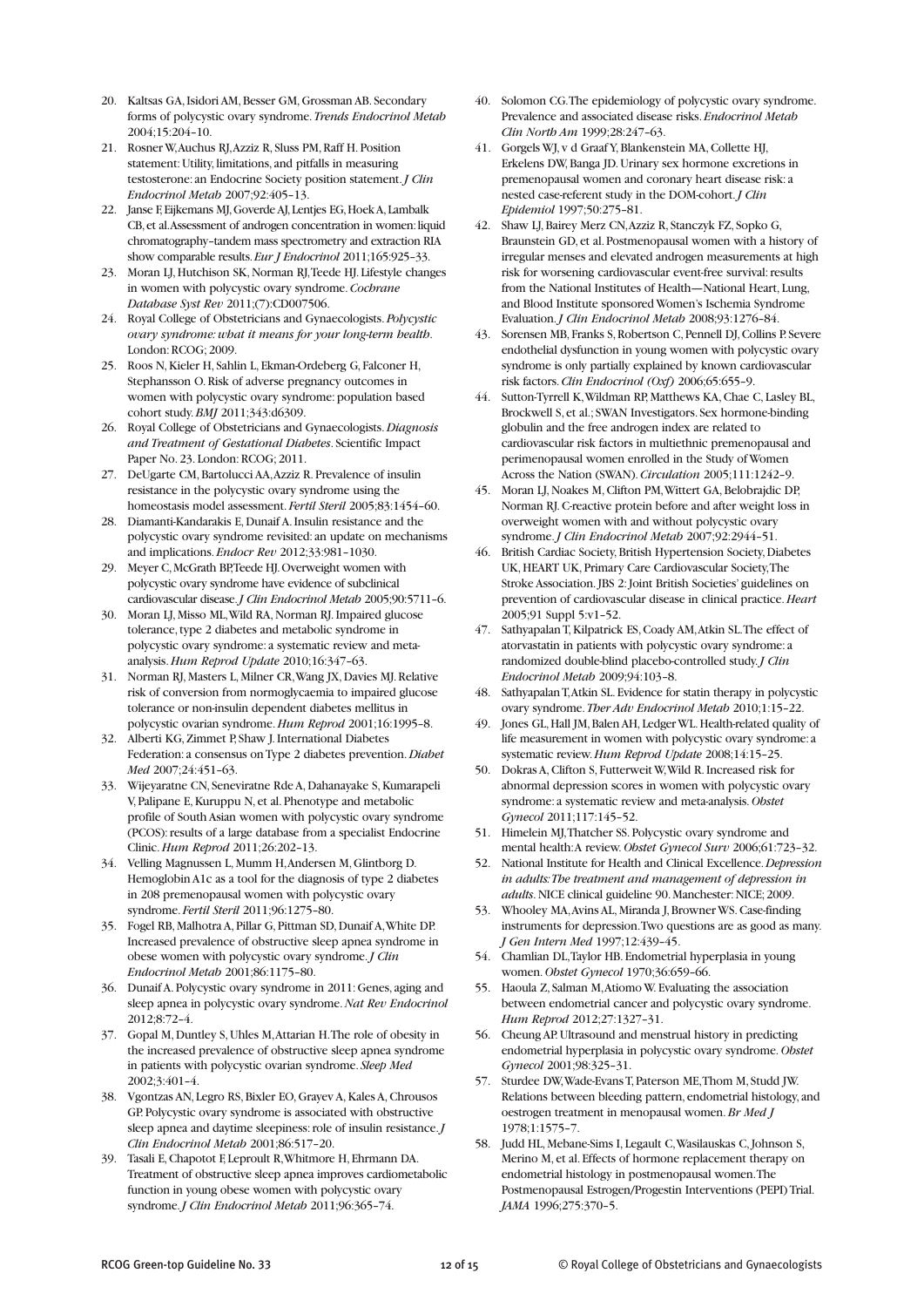20. Kaltsas GA, Isidori AM, Besser GM, Grossman AB. Secondary forms of polycystic ovary syndrome. *Trends Endocrinol Metab* 2004;15:204–10.
21. Rosner W, Auchus RJ, Azziz R, Sluss PM, Raff H. Position statement: Utility, limitations, and pitfalls in measuring testosterone: an Endocrine Society position statement. *J Clin Endocrinol Metab* 2007;92:405–13.
22. Janse F, Eijkemans MJ, Goverde AJ, Lentjes EG, Hoek A, Lambalk CB, et al. Assessment of androgen concentration in women: liquid chromatography–tandem mass spectrometry and extraction RIA show comparable results. *Eur J Endocrinol* 2011;165:925–33.
23. Moran LJ, Hutchison SK, Norman RJ, Teede HJ. Lifestyle changes in women with polycystic ovary syndrome. *Cochrane Database Syst Rev* 2011;(7):CD007506.
24. Royal College of Obstetricians and Gynaecologists. *Polycystic ovary syndrome: what it means for your long-term health*. London: RCOG; 2009.
25. Roos N, Kieler H, Sahlin L, Ekman-Ordeberg G, Falconer H, Stephansson O. Risk of adverse pregnancy outcomes in women with polycystic ovary syndrome: population based cohort study. *BMJ* 2011;343:d6309.
26. Royal College of Obstetricians and Gynaecologists. *Diagnosis and Treatment of Gestational Diabetes*. Scientific Impact Paper No. 23. London: RCOG; 2011.
27. DeUgarte CM, Bartolucci AA, Azziz R. Prevalence of insulin resistance in the polycystic ovary syndrome using the homeostasis model assessment. *Fertil Steril* 2005;83:1454–60.
28. Diamanti-Kandarakis E, Dunaif A. Insulin resistance and the polycystic ovary syndrome revisited: an update on mechanisms and implications. *Endocr Rev* 2012;33:981–1030.
29. Meyer C, McGrath BP, Teede HJ. Overweight women with polycystic ovary syndrome have evidence of subclinical cardiovascular disease. *J Clin Endocrinol Metab* 2005;90:5711–6.
30. Moran LJ, Misso ML, Wild RA, Norman RJ. Impaired glucose tolerance, type 2 diabetes and metabolic syndrome in polycystic ovary syndrome: a systematic review and meta-analysis. *Hum Reprod Update* 2010;16:347–63.
31. Norman RJ, Masters L, Milner CR, Wang JX, Davies MJ. Relative risk of conversion from normoglycaemia to impaired glucose tolerance or non-insulin dependent diabetes mellitus in polycystic ovarian syndrome. *Hum Reprod* 2001;16:1995–8.
32. Alberti KG, Zimmet P, Shaw J. International Diabetes Federation: a consensus on Type 2 diabetes prevention. *Diabet Med* 2007;24:451–63.
33. Wijeyaratne CN, Seneviratne Rde A, Dahanayake S, Kumarapeli V, Palipane E, Kuruppu N, et al. Phenotype and metabolic profile of South Asian women with polycystic ovary syndrome (PCOS): results of a large database from a specialist Endocrine Clinic. *Hum Reprod* 2011;26:202–13.
34. Velling Magnussen L, Mumm H, Andersen M, Glintborg D. Hemoglobin A1c as a tool for the diagnosis of type 2 diabetes in 208 premenopausal women with polycystic ovary syndrome. *Fertil Steril* 2011;96:1275–80.
35. Fogel RB, Malhotra A, Pillar G, Pittman SD, Dunaif A, White DP. Increased prevalence of obstructive sleep apnea syndrome in obese women with polycystic ovary syndrome. *J Clin Endocrinol Metab* 2001;86:1175–80.
36. Dunaif A. Polycystic ovary syndrome in 2011: Genes, aging and sleep apnea in polycystic ovary syndrome. *Nat Rev Endocrinol* 2012;8:72–4.
37. Gopal M, Duntley S, Uhles M, Attarian H. The role of obesity in the increased prevalence of obstructive sleep apnea syndrome in patients with polycystic ovarian syndrome. *Sleep Med* 2002;3:401–4.
38. Vgontzas AN, Legro RS, Bixler EO, Grayev A, Kales A, Chrousos GP. Polycystic ovary syndrome is associated with obstructive sleep apnea and daytime sleepiness: role of insulin resistance. *J Clin Endocrinol Metab* 2001;86:517–20.
39. Tasali E, Chapotot F, Leproult R, Whitmore H, Ehrmann DA. Treatment of obstructive sleep apnea improves cardiometabolic function in young obese women with polycystic ovary syndrome. *J Clin Endocrinol Metab* 2011;96:365–74.
40. Solomon CG. The epidemiology of polycystic ovary syndrome. Prevalence and associated disease risks. *Endocrinol Metab Clin North Am* 1999;28:247–63.
41. Gorgels WJ, v d Graaf Y, Blankenstein MA, Collette HJ, Erkelens DW, Banga JD. Urinary sex hormone excretions in premenopausal women and coronary heart disease risk: a nested case-referent study in the DOM-cohort. *J Clin Epidemiol* 1997;50:275–81.
42. Shaw LJ, Bairey Merz CN, Azziz R, Stanczyk FZ, Sopko G, Braunstein GD, et al. Postmenopausal women with a history of irregular menses and elevated androgen measurements at high risk for worsening cardiovascular event-free survival: results from the National Institutes of Health—National Heart, Lung, and Blood Institute sponsored Women's Ischemia Syndrome Evaluation. *J Clin Endocrinol Metab* 2008;93:1276–84.
43. Sorensen MB, Franks S, Robertson C, Pennell DJ, Collins P. Severe endothelial dysfunction in young women with polycystic ovary syndrome is only partially explained by known cardiovascular risk factors. *Clin Endocrinol (Oxf)* 2006;65:655–9.
44. Sutton-Tyrrell K, Wildman RP, Matthews KA, Chae C, Lasley BL, Brockwell S, et al.; SWAN Investigators. Sex hormone-binding globulin and the free androgen index are related to cardiovascular risk factors in multiethnic premenopausal and perimenopausal women enrolled in the Study of Women Across the Nation (SWAN). *Circulation* 2005;111:1242–9.
45. Moran LJ, Noakes M, Clifton PM, Wittert GA, Belobrajdic DP, Norman RJ. C-reactive protein before and after weight loss in overweight women with and without polycystic ovary syndrome. *J Clin Endocrinol Metab* 2007;92:2944–51.
46. British Cardiac Society, British Hypertension Society, Diabetes UK, HEART UK, Primary Care Cardiovascular Society, The Stroke Association. JBS 2: Joint British Societies' guidelines on prevention of cardiovascular disease in clinical practice. *Heart* 2005;91 Suppl 5:v1–52.
47. Sathyapalan T, Kilpatrick ES, Coady AM, Atkin SL. The effect of atorvastatin in patients with polycystic ovary syndrome: a randomized double-blind placebo-controlled study. *J Clin Endocrinol Metab* 2009;94:103–8.
48. Sathyapalan T, Atkin SL. Evidence for statin therapy in polycystic ovary syndrome. *Ther Adv Endocrinol Metab* 2010;1:15–22.
49. Jones GL, Hall JM, Balen AH, Ledger WL. Health-related quality of life measurement in women with polycystic ovary syndrome: a systematic review. *Hum Reprod Update* 2008;14:15–25.
50. Dokras A, Clifton S, Futterweit W, Wild R. Increased risk for abnormal depression scores in women with polycystic ovary syndrome: a systematic review and meta-analysis. *Obstet Gynecol* 2011;117:145–52.
51. Himelein MJ, Thatcher SS. Polycystic ovary syndrome and mental health: A review. *Obstet Gynecol Surv* 2006;61:723–32.
52. National Institute for Health and Clinical Excellence. *Depression in adults: The treatment and management of depression in adults*. NICE clinical guideline 90. Manchester: NICE; 2009.
53. Whooley MA, Avins AL, Miranda J, Browner WS. Case-finding instruments for depression. Two questions are as good as many. *J Gen Intern Med* 1997;12:439–45.
54. Chamlian DL, Taylor HB. Endometrial hyperplasia in young women. *Obstet Gynecol* 1970;36:659–66.
55. Haoula Z, Salman M, Atiomo W. Evaluating the association between endometrial cancer and polycystic ovary syndrome. *Hum Reprod* 2012;27:1327–31.
56. Cheung AP. Ultrasound and menstrual history in predicting endometrial hyperplasia in polycystic ovary syndrome. *Obstet Gynecol* 2001;98:325–31.
57. Sturdee DW, Wade-Evans T, Paterson ME, Thom M, Studd JW. Relations between bleeding pattern, endometrial histology, and oestrogen treatment in menopausal women. *Br Med J* 1978;1:1575–7.
58. Judd HL, Mebane-Sims I, Legault C, Wasilauskas C, Johnson S, Merino M, et al. Effects of hormone replacement therapy on endometrial histology in postmenopausal women. The Postmenopausal Estrogen/Progestin Interventions (PEPI) Trial. *JAMA* 1996;275:370–5.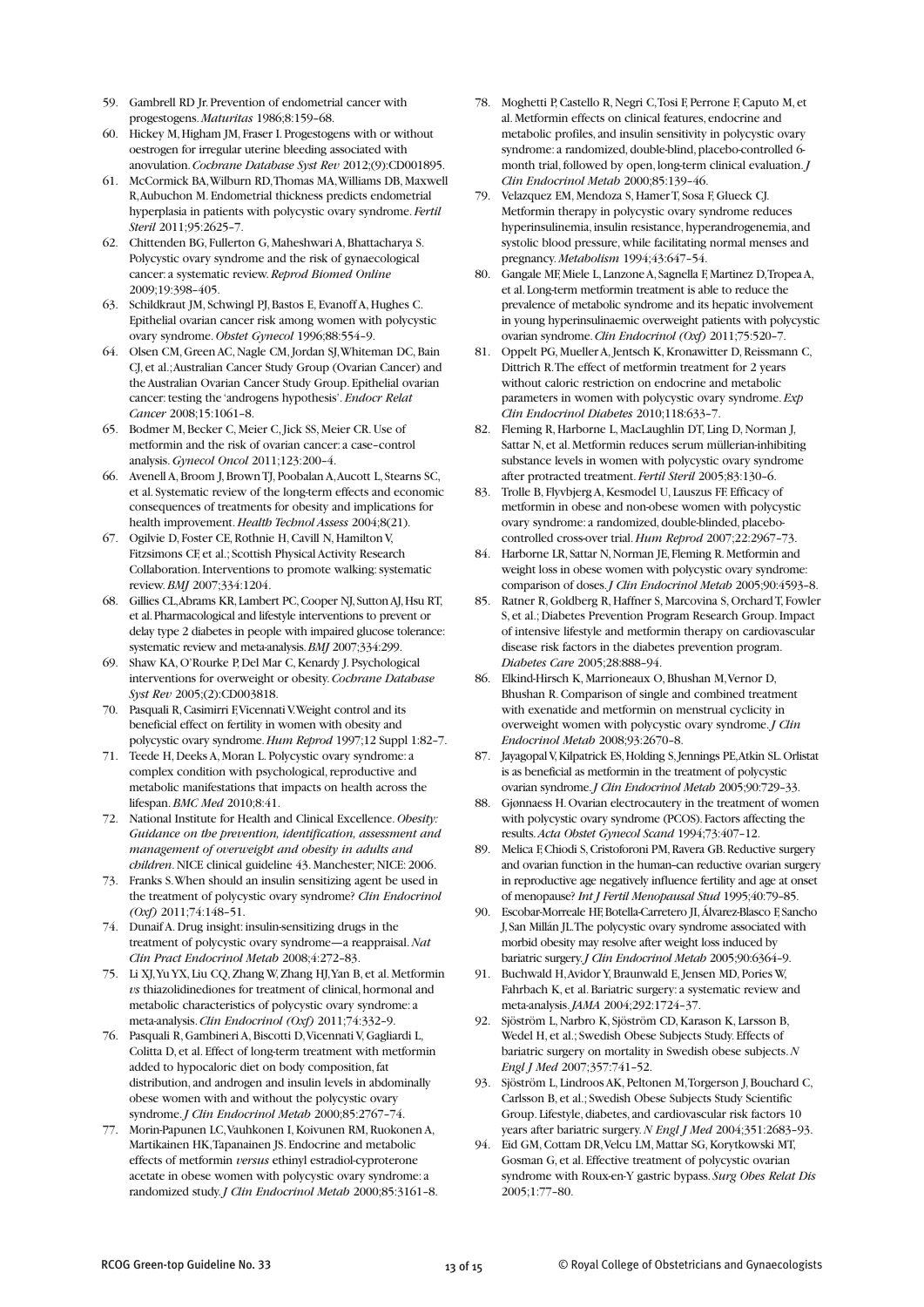59. Gambrell RD Jr. Prevention of endometrial cancer with progestogens. *Maturitas* 1986;8:159–68.
60. Hickey M, Higham JM, Fraser I. Progestogens with or without oestrogen for irregular uterine bleeding associated with anovulation. *Cochrane Database Syst Rev* 2012;(9):CD001895.
61. McCormick BA, Wilburn RD, Thomas MA, Williams DB, Maxwell R, Aubuchon M. Endometrial thickness predicts endometrial hyperplasia in patients with polycystic ovary syndrome. *Fertil Steril* 2011;95:2625–7.
62. Chittenden BG, Fullerton G, Maheshwari A, Bhattacharya S. Polycystic ovary syndrome and the risk of gynaecological cancer: a systematic review. *Reprod Biomed Online* 2009;19:398–405.
63. Schildkraut JM, Schwingl PJ, Bastos E, Evanoff A, Hughes C. Epithelial ovarian cancer risk among women with polycystic ovary syndrome. *Obstet Gynecol* 1996;88:554–9.
64. Olsen CM, Green AC, Nagle CM, Jordan SJ, Whiteman DC, Bain CJ, et al.; Australian Cancer Study Group (Ovarian Cancer) and the Australian Ovarian Cancer Study Group. Epithelial ovarian cancer: testing the 'androgens hypothesis'. *Endocr Relat Cancer* 2008;15:1061–8.
65. Bodmer M, Becker C, Meier C, Jick SS, Meier CR. Use of metformin and the risk of ovarian cancer: a case–control analysis. *Gynecol Oncol* 2011;123:200–4.
66. Avenell A, Broom J, Brown TJ, Poobalan A, Aucott L, Stearns SC, et al. Systematic review of the long-term effects and economic consequences of treatments for obesity and implications for health improvement. *Health Technol Assess* 2004;8(21).
67. Ogilvie D, Foster CE, Rothnie H, Cavill N, Hamilton V, Fitzsimons CF, et al.; Scottish Physical Activity Research Collaboration. Interventions to promote walking: systematic review. *BMJ* 2007;334:1204.
68. Gillies CL, Abrams KR, Lambert PC, Cooper NJ, Sutton AJ, Hsu RT, et al. Pharmacological and lifestyle interventions to prevent or delay type 2 diabetes in people with impaired glucose tolerance: systematic review and meta-analysis. *BMJ* 2007;334:299.
69. Shaw KA, O'Rourke P, Del Mar C, Kenardy J. Psychological interventions for overweight or obesity. *Cochrane Database Syst Rev* 2005;(2):CD003818.
70. Pasquali R, Casimirri F, Vicennati V. Weight control and its beneficial effect on fertility in women with obesity and polycystic ovary syndrome. *Hum Reprod* 1997;12 Suppl 1:82–7.
71. Teede H, Deeks A, Moran L. Polycystic ovary syndrome: a complex condition with psychological, reproductive and metabolic manifestations that impacts on health across the lifespan. *BMC Med* 2010;8:41.
72. National Institute for Health and Clinical Excellence. *Obesity: Guidance on the prevention, identification, assessment and management of overweight and obesity in adults and children*. NICE clinical guideline 43. Manchester; NICE: 2006.
73. Franks S. When should an insulin sensitizing agent be used in the treatment of polycystic ovary syndrome? *Clin Endocrinol (Oxf)* 2011;74:148–51.
74. Dunaif A. Drug insight: insulin-sensitizing drugs in the treatment of polycystic ovary syndrome—a reappraisal. *Nat Clin Pract Endocrinol Metab* 2008;4:272–83.
75. Li XJ, Yu YX, Liu CQ, Zhang W, Zhang HJ, Yan B, et al. Metformin *vs* thiazolidinediones for treatment of clinical, hormonal and metabolic characteristics of polycystic ovary syndrome: a meta-analysis. *Clin Endocrinol (Oxf)* 2011;74:332–9.
76. Pasquali R, Gambineri A, Biscotti D, Vicennati V, Gagliardi L, Colitta D, et al. Effect of long-term treatment with metformin added to hypocaloric diet on body composition, fat distribution, and androgen and insulin levels in abdominally obese women with and without the polycystic ovary syndrome. *J Clin Endocrinol Metab* 2000;85:2767–74.
77. Morin-Papunen LC, Vauhkonen I, Koivunen RM, Ruokonen A, Martikainen HK, Tapanainen JS. Endocrine and metabolic effects of metformin *versus* ethinyl estradiol-cyproterone acetate in obese women with polycystic ovary syndrome: a randomized study. *J Clin Endocrinol Metab* 2000;85:3161–8.
78. Moghetti P, Castello R, Negri C, Tosi F, Perrone F, Caputo M, et al. Metformin effects on clinical features, endocrine and metabolic profiles, and insulin sensitivity in polycystic ovary syndrome: a randomized, double-blind, placebo-controlled 6-month trial, followed by open, long-term clinical evaluation. *J Clin Endocrinol Metab* 2000;85:139–46.
79. Velazquez EM, Mendoza S, Hamer T, Sosa F, Glueck CJ. Metformin therapy in polycystic ovary syndrome reduces hyperinsulinemia, insulin resistance, hyperandrogenemia, and systolic blood pressure, while facilitating normal menses and pregnancy. *Metabolism* 1994;43:647–54.
80. Gangale MF, Miele L, Lanzone A, Sagnella F, Martinez D, Tropea A, et al. Long-term metformin treatment is able to reduce the prevalence of metabolic syndrome and its hepatic involvement in young hyperinsulinaemic overweight patients with polycystic ovarian syndrome. *Clin Endocrinol (Oxf)* 2011;75:520–7.
81. Oppelt PG, Mueller A, Jentsch K, Kronawitter D, Reissmann C, Dittrich R. The effect of metformin treatment for 2 years without caloric restriction on endocrine and metabolic parameters in women with polycystic ovary syndrome. *Exp Clin Endocrinol Diabetes* 2010;118:633–7.
82. Fleming R, Harborne L, MacLaughlin DT, Ling D, Norman J, Sattar N, et al. Metformin reduces serum müllerian-inhibiting substance levels in women with polycystic ovary syndrome after protracted treatment. *Fertil Steril* 2005;83:130–6.
83. Trolle B, Flyvbjerg A, Kesmodel U, Lauszus FF. Efficacy of metformin in obese and non-obese women with polycystic ovary syndrome: a randomized, double-blinded, placebo-controlled cross-over trial. *Hum Reprod* 2007;22:2967–73.
84. Harborne LR, Sattar N, Norman JE, Fleming R. Metformin and weight loss in obese women with polycystic ovary syndrome: comparison of doses. *J Clin Endocrinol Metab* 2005;90:4593–8.
85. Ratner R, Goldberg R, Haffner S, Marcovina S, Orchard T, Fowler S, et al.; Diabetes Prevention Program Research Group. Impact of intensive lifestyle and metformin therapy on cardiovascular disease risk factors in the diabetes prevention program. *Diabetes Care* 2005;28:888–94.
86. Elkind-Hirsch K, Marrioneaux O, Bhushan M, Vernor D, Bhushan R. Comparison of single and combined treatment with exenatide and metformin on menstrual cyclicity in overweight women with polycystic ovary syndrome. *J Clin Endocrinol Metab* 2008;93:2670–8.
87. Jayagopal V, Kilpatrick ES, Holding S, Jennings PE, Atkin SL. Orlistat is as beneficial as metformin in the treatment of polycystic ovarian syndrome. *J Clin Endocrinol Metab* 2005;90:729–33.
88. Gjønnaess H. Ovarian electrocautery in the treatment of women with polycystic ovary syndrome (PCOS). Factors affecting the results. *Acta Obstet Gynecol Scand* 1994;73:407–12.
89. Melica F, Chiodi S, Cristoforoni PM, Ravera GB. Reductive surgery and ovarian function in the human–can reductive ovarian surgery in reproductive age negatively influence fertility and age at onset of menopause? *Int J Fertil Menopausal Stud* 1995;40:79–85.
90. Escobar-Morreale HF, Botella-Carretero JI, Álvarez-Blasco F, Sancho J, San Millán JL. The polycystic ovary syndrome associated with morbid obesity may resolve after weight loss induced by bariatric surgery. *J Clin Endocrinol Metab* 2005;90:6364–9.
91. Buchwald H, Avidor Y, Braunwald E, Jensen MD, Pories W, Fahrbach K, et al. Bariatric surgery: a systematic review and meta-analysis. *JAMA* 2004;292:1724–37.
92. Sjöström L, Narbro K, Sjöström CD, Karason K, Larsson B, Wedel H, et al.; Swedish Obese Subjects Study. Effects of bariatric surgery on mortality in Swedish obese subjects. *N Engl J Med* 2007;357:741–52.
93. Sjöström L, Lindroos AK, Peltonen M, Torgerson J, Bouchard C, Carlsson B, et al.; Swedish Obese Subjects Study Scientific Group. Lifestyle, diabetes, and cardiovascular risk factors 10 years after bariatric surgery. *N Engl J Med* 2004;351:2683–93.
94. Eid GM, Cottam DR, Velcu LM, Mattar SG, Korytkowski MT, Gosman G, et al. Effective treatment of polycystic ovarian syndrome with Roux-en-Y gastric bypass. *Surg Obes Relat Dis* 2005;1:77–80.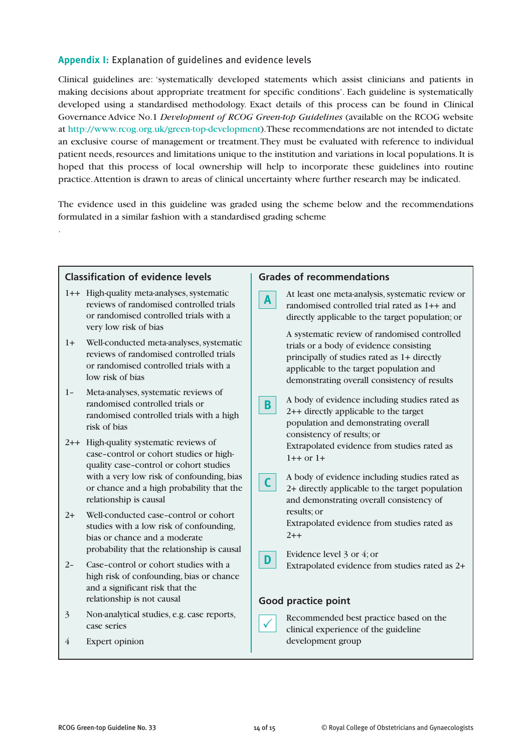## **Appendix I:** Explanation of guidelines and evidence levels

Clinical guidelines are: 'systematically developed statements which assist clinicians and patients in making decisions about appropriate treatment for specific conditions'. Each guideline is systematically developed using a standardised methodology. Exact details of this process can be found in Clinical Governance Advice No.1 *Development of RCOG Green-top Guidelines* (available on the RCOG website at http://www.rcog.org.uk/green-top-development). These recommendations are not intended to dictate an exclusive course of management or treatment. They must be evaluated with reference to individual patient needs, resources and limitations unique to the institution and variations in local populations. It is hoped that this process of local ownership will help to incorporate these guidelines into routine practice. Attention is drawn to areas of clinical uncertainty where further research may be indicated.

The evidence used in this guideline was graded using the scheme below and the recommendations formulated in a similar fashion with a standardised grading scheme

.

### Classification of evidence levels

- 1++ High-quality meta-analyses, systematic reviews of randomised controlled trials or randomised controlled trials with a very low risk of bias
- 1+ Well-conducted meta-analyses, systematic reviews of randomised controlled trials or randomised controlled trials with a low risk of bias
- 1– Meta-analyses, systematic reviews of randomised controlled trials or randomised controlled trials with a high risk of bias
- 2++ High-quality systematic reviews of case–control or cohort studies or high-quality case–control or cohort studies with a very low risk of confounding, bias or chance and a high probability that the relationship is causal
- 2+ Well-conducted case–control or cohort studies with a low risk of confounding, bias or chance and a moderate probability that the relationship is causal
- 2– Case–control or cohort studies with a high risk of confounding, bias or chance and a significant risk that the relationship is not causal
- 3 Non-analytical studies, e.g. case reports, case series
- 4 Expert opinion

### Grades of recommendations

**A** At least one meta-analysis, systematic review or randomised controlled trial rated as 1++ and directly applicable to the target population; or

A systematic review of randomised controlled trials or a body of evidence consisting principally of studies rated as 1+ directly applicable to the target population and demonstrating overall consistency of results

**B** A body of evidence including studies rated as 2++ directly applicable to the target population and demonstrating overall consistency of results; or
Extrapolated evidence from studies rated as 1++ or 1+

**C** A body of evidence including studies rated as 2+ directly applicable to the target population and demonstrating overall consistency of results; or
Extrapolated evidence from studies rated as 2++

**D** Evidence level 3 or 4; or
Extrapolated evidence from studies rated as 2+

### Good practice point

✓ Recommended best practice based on the clinical experience of the guideline development group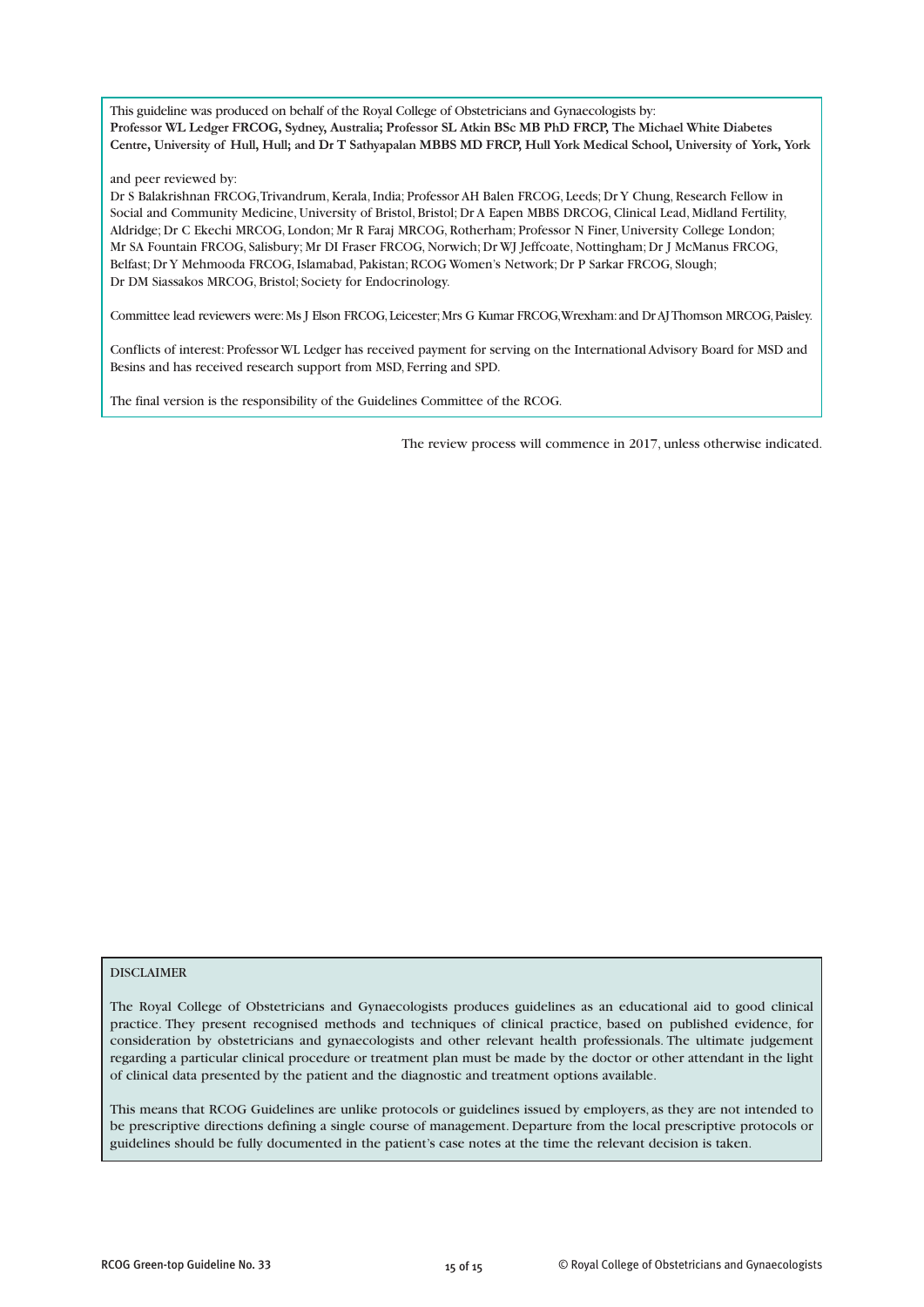This guideline was produced on behalf of the Royal College of Obstetricians and Gynaecologists by:
**Professor WL Ledger FRCOG, Sydney, Australia; Professor SL Atkin BSc MB PhD FRCP, The Michael White Diabetes Centre, University of Hull, Hull; and Dr T Sathyapalan MBBS MD FRCP, Hull York Medical School, University of York, York**

and peer reviewed by:
Dr S Balakrishnan FRCOG, Trivandrum, Kerala, India; Professor AH Balen FRCOG, Leeds; Dr Y Chung, Research Fellow in Social and Community Medicine, University of Bristol, Bristol; Dr A Eapen MBBS DRCOG, Clinical Lead, Midland Fertility, Aldridge; Dr C Ekechi MRCOG, London; Mr R Faraj MRCOG, Rotherham; Professor N Finer, University College London; Mr SA Fountain FRCOG, Salisbury; Mr DI Fraser FRCOG, Norwich; Dr WJ Jeffcoate, Nottingham; Dr J McManus FRCOG, Belfast; Dr Y Mehmooda FRCOG, Islamabad, Pakistan; RCOG Women's Network; Dr P Sarkar FRCOG, Slough; Dr DM Siassakos MRCOG, Bristol; Society for Endocrinology.

Committee lead reviewers were: Ms J Elson FRCOG, Leicester; Mrs G Kumar FRCOG, Wrexham: and Dr AJ Thomson MRCOG, Paisley.

Conflicts of interest: Professor WL Ledger has received payment for serving on the International Advisory Board for MSD and Besins and has received research support from MSD, Ferring and SPD.

The final version is the responsibility of the Guidelines Committee of the RCOG.

The review process will commence in 2017, unless otherwise indicated.

DISCLAIMER

The Royal College of Obstetricians and Gynaecologists produces guidelines as an educational aid to good clinical practice. They present recognised methods and techniques of clinical practice, based on published evidence, for consideration by obstetricians and gynaecologists and other relevant health professionals. The ultimate judgement regarding a particular clinical procedure or treatment plan must be made by the doctor or other attendant in the light of clinical data presented by the patient and the diagnostic and treatment options available.

This means that RCOG Guidelines are unlike protocols or guidelines issued by employers, as they are not intended to be prescriptive directions defining a single course of management. Departure from the local prescriptive protocols or guidelines should be fully documented in the patient's case notes at the time the relevant decision is taken.